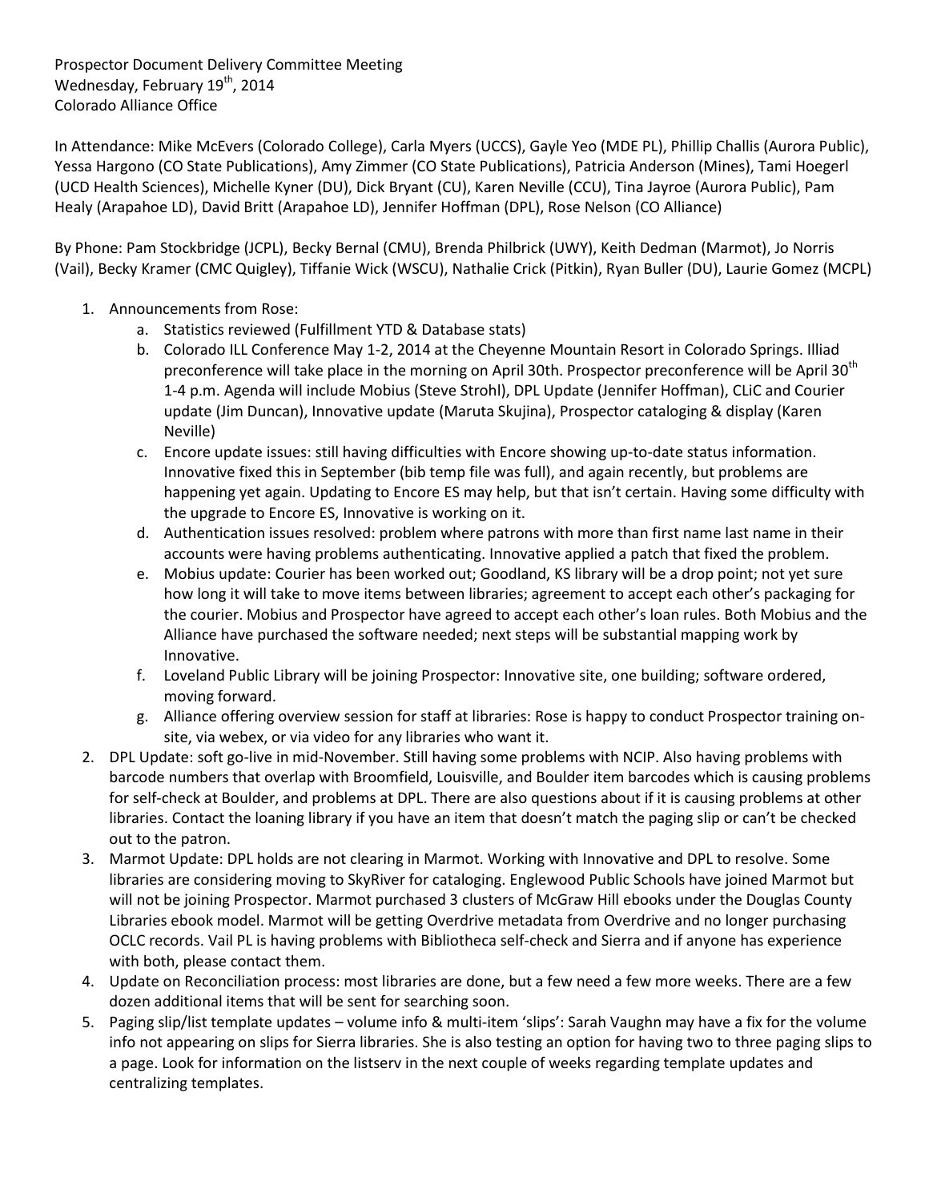Prospector Document Delivery Committee Meeting
Wednesday, February 19th, 2014
Colorado Alliance Office

In Attendance: Mike McEvers (Colorado College), Carla Myers (UCCS), Gayle Yeo (MDE PL), Phillip Challis (Aurora Public), Yessa Hargono (CO State Publications), Amy Zimmer (CO State Publications), Patricia Anderson (Mines), Tami Hoegerl (UCD Health Sciences), Michelle Kyner (DU), Dick Bryant (CU), Karen Neville (CCU), Tina Jayroe (Aurora Public), Pam Healy (Arapahoe LD), David Britt (Arapahoe LD), Jennifer Hoffman (DPL), Rose Nelson (CO Alliance)

By Phone: Pam Stockbridge (JCPL), Becky Bernal (CMU), Brenda Philbrick (UWY), Keith Dedman (Marmot), Jo Norris (Vail), Becky Kramer (CMC Quigley), Tiffanie Wick (WSCU), Nathalie Crick (Pitkin), Ryan Buller (DU), Laurie Gomez (MCPL)

1. Announcements from Rose:
    a. Statistics reviewed (Fulfillment YTD & Database stats)
    b. Colorado ILL Conference May 1-2, 2014 at the Cheyenne Mountain Resort in Colorado Springs. Illiad preconference will take place in the morning on April 30th. Prospector preconference will be April 30th 1-4 p.m. Agenda will include Mobius (Steve Strohl), DPL Update (Jennifer Hoffman), CLiC and Courier update (Jim Duncan), Innovative update (Maruta Skujina), Prospector cataloging & display (Karen Neville)
    c. Encore update issues: still having difficulties with Encore showing up-to-date status information. Innovative fixed this in September (bib temp file was full), and again recently, but problems are happening yet again. Updating to Encore ES may help, but that isn't certain. Having some difficulty with the upgrade to Encore ES, Innovative is working on it.
    d. Authentication issues resolved: problem where patrons with more than first name last name in their accounts were having problems authenticating. Innovative applied a patch that fixed the problem.
    e. Mobius update: Courier has been worked out; Goodland, KS library will be a drop point; not yet sure how long it will take to move items between libraries; agreement to accept each other's packaging for the courier. Mobius and Prospector have agreed to accept each other's loan rules. Both Mobius and the Alliance have purchased the software needed; next steps will be substantial mapping work by Innovative.
    f. Loveland Public Library will be joining Prospector: Innovative site, one building; software ordered, moving forward.
    g. Alliance offering overview session for staff at libraries: Rose is happy to conduct Prospector training on-site, via webex, or via video for any libraries who want it.
2. DPL Update: soft go-live in mid-November. Still having some problems with NCIP. Also having problems with barcode numbers that overlap with Broomfield, Louisville, and Boulder item barcodes which is causing problems for self-check at Boulder, and problems at DPL. There are also questions about if it is causing problems at other libraries. Contact the loaning library if you have an item that doesn't match the paging slip or can't be checked out to the patron.
3. Marmot Update: DPL holds are not clearing in Marmot. Working with Innovative and DPL to resolve. Some libraries are considering moving to SkyRiver for cataloging. Englewood Public Schools have joined Marmot but will not be joining Prospector. Marmot purchased 3 clusters of McGraw Hill ebooks under the Douglas County Libraries ebook model. Marmot will be getting Overdrive metadata from Overdrive and no longer purchasing OCLC records. Vail PL is having problems with Bibliotheca self-check and Sierra and if anyone has experience with both, please contact them.
4. Update on Reconciliation process: most libraries are done, but a few need a few more weeks. There are a few dozen additional items that will be sent for searching soon.
5. Paging slip/list template updates – volume info & multi-item 'slips': Sarah Vaughn may have a fix for the volume info not appearing on slips for Sierra libraries. She is also testing an option for having two to three paging slips to a page. Look for information on the listserv in the next couple of weeks regarding template updates and centralizing templates.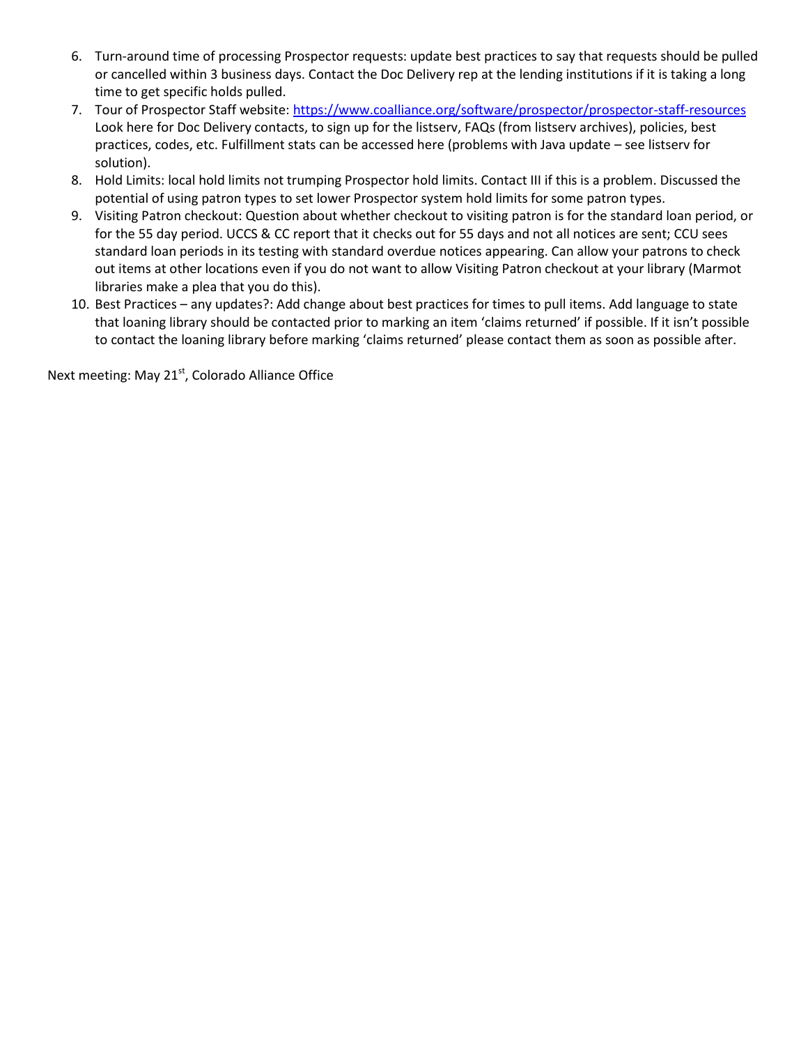6. Turn-around time of processing Prospector requests: update best practices to say that requests should be pulled or cancelled within 3 business days. Contact the Doc Delivery rep at the lending institutions if it is taking a long time to get specific holds pulled.
7. Tour of Prospector Staff website: https://www.coalliance.org/software/prospector/prospector-staff-resources Look here for Doc Delivery contacts, to sign up for the listserv, FAQs (from listserv archives), policies, best practices, codes, etc. Fulfillment stats can be accessed here (problems with Java update – see listserv for solution).
8. Hold Limits: local hold limits not trumping Prospector hold limits. Contact III if this is a problem. Discussed the potential of using patron types to set lower Prospector system hold limits for some patron types.
9. Visiting Patron checkout: Question about whether checkout to visiting patron is for the standard loan period, or for the 55 day period. UCCS & CC report that it checks out for 55 days and not all notices are sent; CCU sees standard loan periods in its testing with standard overdue notices appearing. Can allow your patrons to check out items at other locations even if you do not want to allow Visiting Patron checkout at your library (Marmot libraries make a plea that you do this).
10. Best Practices – any updates?: Add change about best practices for times to pull items. Add language to state that loaning library should be contacted prior to marking an item 'claims returned' if possible. If it isn't possible to contact the loaning library before marking 'claims returned' please contact them as soon as possible after.

Next meeting: May 21st, Colorado Alliance Office